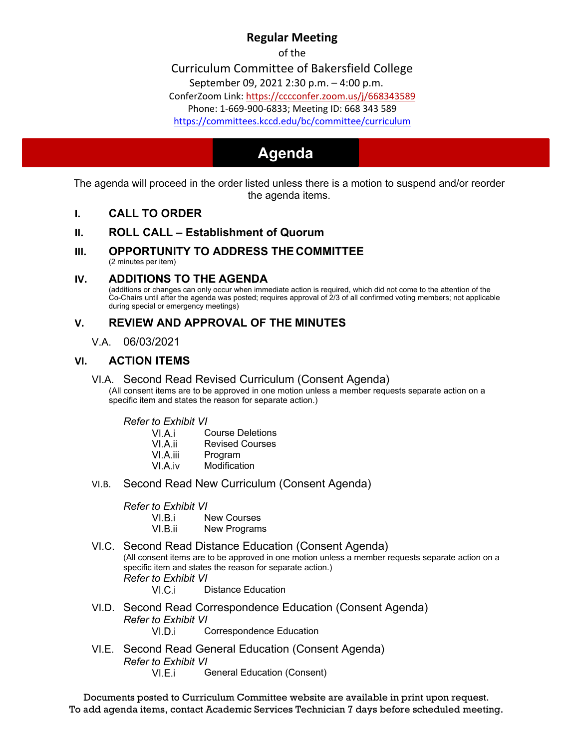# Regular Meeting

of the

## Curriculum Committee of Bakersfield College

September 09, 2021 2:30 p.m. – 4:00 p.m.

ConferZoom Link: https://cccconfer.zoom.us/j/668343589

Phone: 1-669-900-6833; Meeting ID: 668 343 589

https://committees.kccd.edu/bc/committee/curriculum

# Agenda

The agenda will proceed in the order listed unless there is a motion to suspend and/or reorder the agenda items.

## I. CALL TO ORDER

## II. ROLL CALL – Establishment of Quorum

## III. OPPORTUNITY TO ADDRESS THE COMMITTEE

(2 minutes per item)

## IV. ADDITIONS TO THE AGENDA

(additions or changes can only occur when immediate action is required, which did not come to the attention of the Co-Chairs until after the agenda was posted; requires approval of 2/3 of all confirmed voting members; not applicable during special or emergency meetings)

## V. REVIEW AND APPROVAL OF THE MINUTES

V.A. 06/03/2021

## VI. ACTION ITEMS

### VI.A. Second Read Revised Curriculum (Consent Agenda)

(All consent items are to be approved in one motion unless a member requests separate action on a specific item and states the reason for separate action.)

*Refer to Exhibit VI*

- VI.A.i Course Deletions
- VI.A.ii Revised Courses
- VI.A.iii Program
- VI.A.iv Modification

### VI.B. Second Read New Curriculum (Consent Agenda)

*Refer to Exhibit VI*

- VI.B.i New Courses
- VI.B.ii New Programs

### VI.C. Second Read Distance Education (Consent Agenda)

(All consent items are to be approved in one motion unless a member requests separate action on a specific item and states the reason for separate action.)

*Refer to Exhibit VI*

- VI.C.i Distance Education

### VI.D. Second Read Correspondence Education (Consent Agenda)

*Refer to Exhibit VI*

- VI.D.i Correspondence Education

### VI.E. Second Read General Education (Consent Agenda)

*Refer to Exhibit VI*

- VI.E.i General Education (Consent)

Documents posted to Curriculum Committee website are available in print upon request.
To add agenda items, contact Academic Services Technician 7 days before scheduled meeting.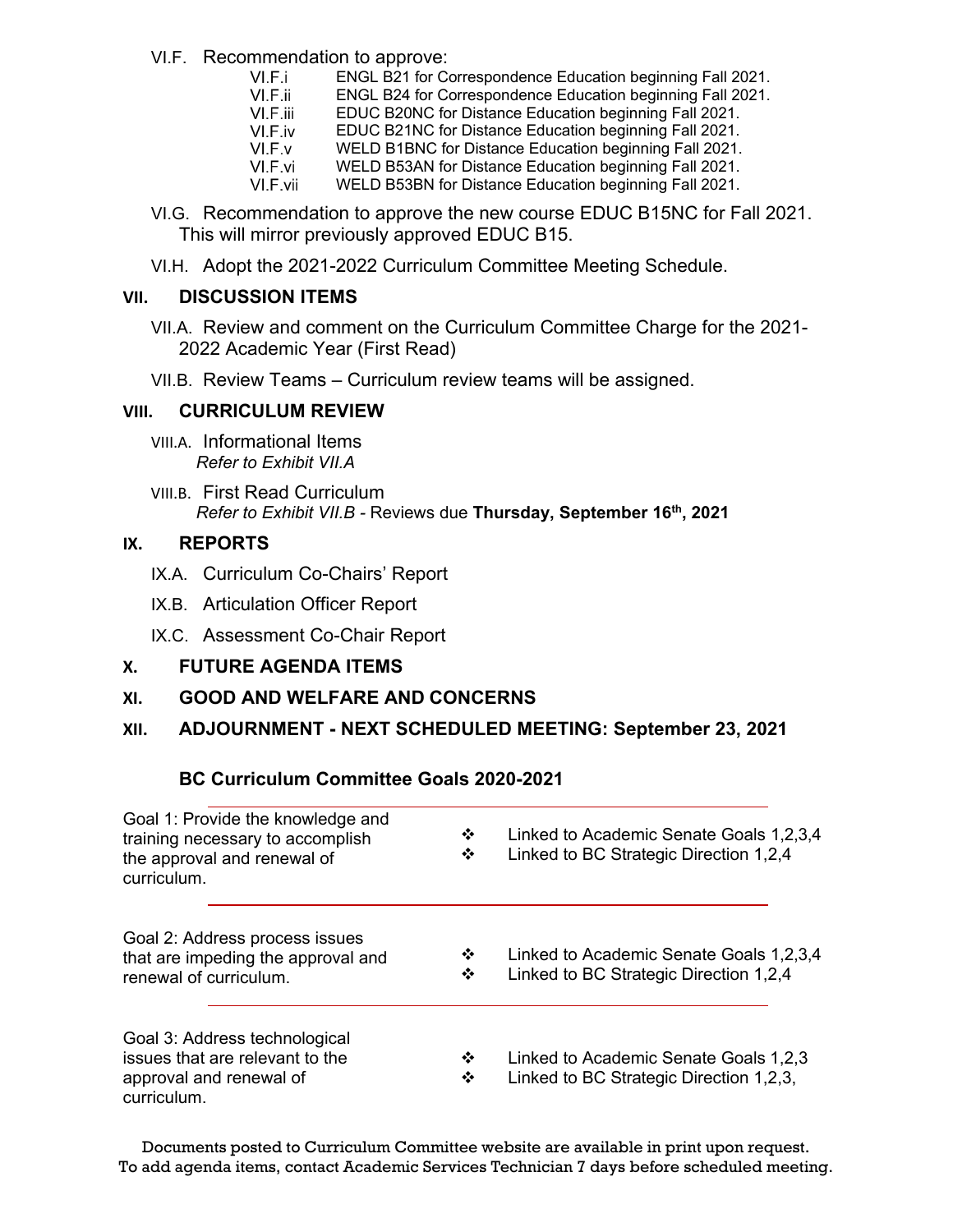- VI.F. Recommendation to approve:
  - VI.F.i ENGL B21 for Correspondence Education beginning Fall 2021.
  - VI.F.ii ENGL B24 for Correspondence Education beginning Fall 2021.
  - VI.F.iii EDUC B20NC for Distance Education beginning Fall 2021.
  - VI.F.iv EDUC B21NC for Distance Education beginning Fall 2021.
  - VI.F.v WELD B1BNC for Distance Education beginning Fall 2021.
  - VI.F.vi WELD B53AN for Distance Education beginning Fall 2021.
  - VI.F.vii WELD B53BN for Distance Education beginning Fall 2021.
- VI.G. Recommendation to approve the new course EDUC B15NC for Fall 2021. This will mirror previously approved EDUC B15.
- VI.H. Adopt the 2021-2022 Curriculum Committee Meeting Schedule.

## VII. DISCUSSION ITEMS

- VII.A. Review and comment on the Curriculum Committee Charge for the 2021-2022 Academic Year (First Read)
- VII.B. Review Teams – Curriculum review teams will be assigned.

## VIII. CURRICULUM REVIEW

- VIII.A. Informational Items
  *Refer to Exhibit VII.A*
- VIII.B. First Read Curriculum
  *Refer to Exhibit VII.B* - Reviews due **Thursday, September 16th, 2021**

## IX. REPORTS

- IX.A. Curriculum Co-Chairs' Report
- IX.B. Articulation Officer Report
- IX.C. Assessment Co-Chair Report

## X. FUTURE AGENDA ITEMS

## XI. GOOD AND WELFARE AND CONCERNS

## XII. ADJOURNMENT - NEXT SCHEDULED MEETING: September 23, 2021

### BC Curriculum Committee Goals 2020-2021

| | |
|---|---|
| Goal 1: Provide the knowledge and training necessary to accomplish the approval and renewal of curriculum. | ❖ Linked to Academic Senate Goals 1,2,3,4<br>❖ Linked to BC Strategic Direction 1,2,4 |
| Goal 2: Address process issues that are impeding the approval and renewal of curriculum. | ❖ Linked to Academic Senate Goals 1,2,3,4<br>❖ Linked to BC Strategic Direction 1,2,4 |
| Goal 3: Address technological issues that are relevant to the approval and renewal of curriculum. | ❖ Linked to Academic Senate Goals 1,2,3<br>❖ Linked to BC Strategic Direction 1,2,3, |

Documents posted to Curriculum Committee website are available in print upon request.
To add agenda items, contact Academic Services Technician 7 days before scheduled meeting.